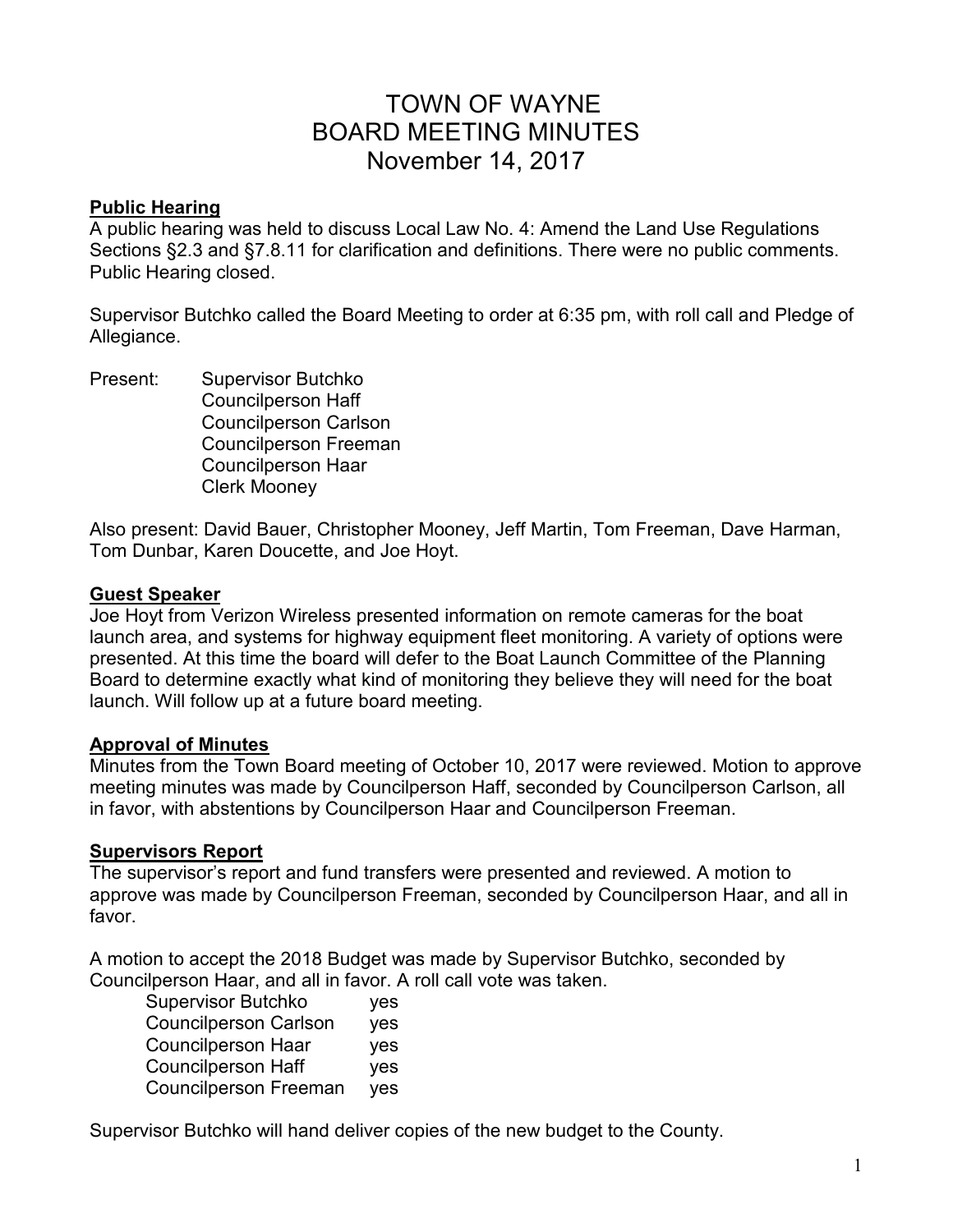# TOWN OF WAYNE
# BOARD MEETING MINUTES
# November 14, 2017

**Public Hearing**

A public hearing was held to discuss Local Law No. 4: Amend the Land Use Regulations Sections §2.3 and §7.8.11 for clarification and definitions. There were no public comments. Public Hearing closed.

Supervisor Butchko called the Board Meeting to order at 6:35 pm, with roll call and Pledge of Allegiance.

Present:
- Supervisor Butchko
- Councilperson Haff
- Councilperson Carlson
- Councilperson Freeman
- Councilperson Haar
- Clerk Mooney

Also present: David Bauer, Christopher Mooney, Jeff Martin, Tom Freeman, Dave Harman, Tom Dunbar, Karen Doucette, and Joe Hoyt.

**Guest Speaker**

Joe Hoyt from Verizon Wireless presented information on remote cameras for the boat launch area, and systems for highway equipment fleet monitoring. A variety of options were presented. At this time the board will defer to the Boat Launch Committee of the Planning Board to determine exactly what kind of monitoring they believe they will need for the boat launch. Will follow up at a future board meeting.

**Approval of Minutes**

Minutes from the Town Board meeting of October 10, 2017 were reviewed. Motion to approve meeting minutes was made by Councilperson Haff, seconded by Councilperson Carlson, all in favor, with abstentions by Councilperson Haar and Councilperson Freeman.

**Supervisors Report**

The supervisor's report and fund transfers were presented and reviewed. A motion to approve was made by Councilperson Freeman, seconded by Councilperson Haar, and all in favor.

A motion to accept the 2018 Budget was made by Supervisor Butchko, seconded by Councilperson Haar, and all in favor. A roll call vote was taken.

| | |
|---|---|
| Supervisor Butchko | yes |
| Councilperson Carlson | yes |
| Councilperson Haar | yes |
| Councilperson Haff | yes |
| Councilperson Freeman | yes |

Supervisor Butchko will hand deliver copies of the new budget to the County.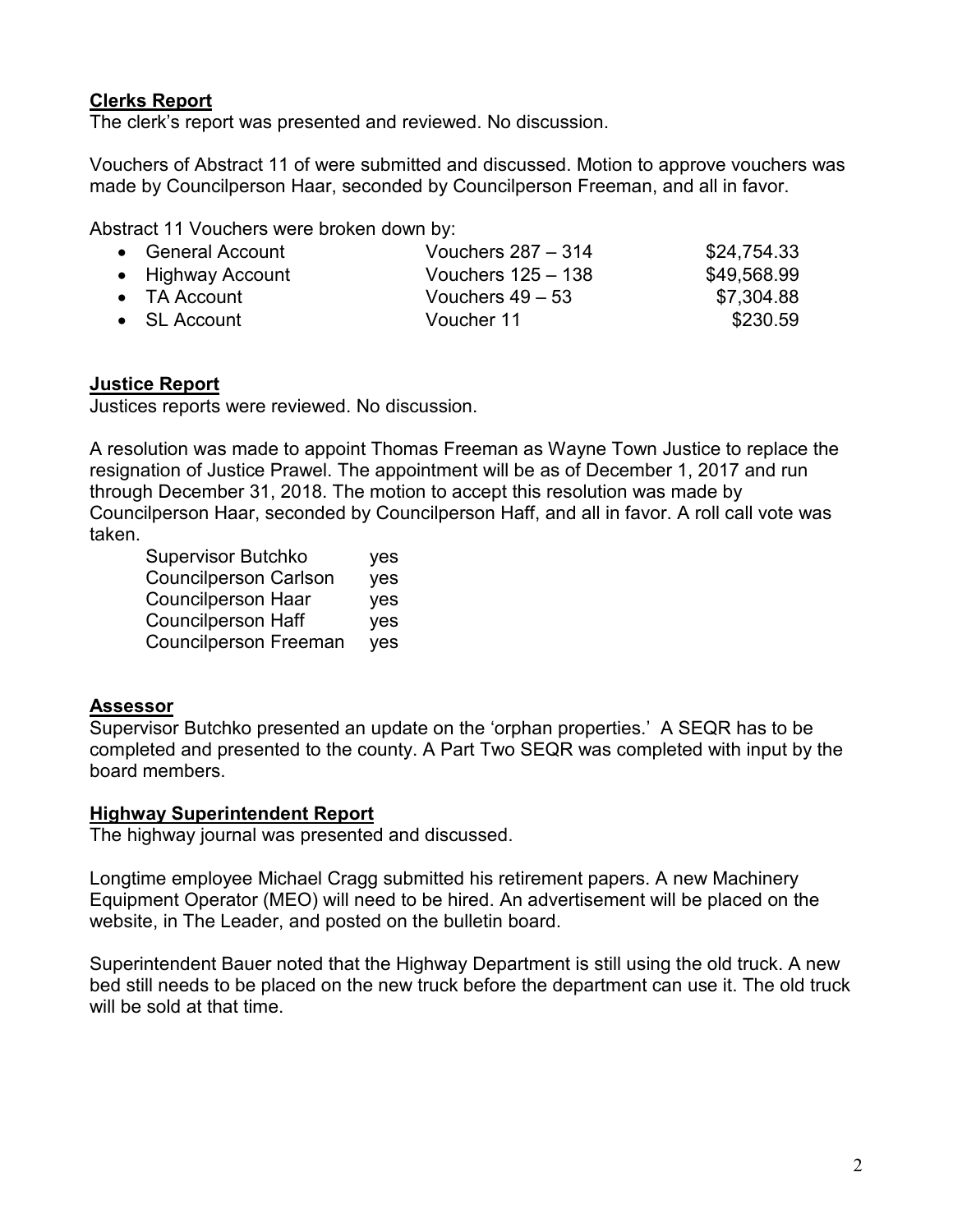## Clerks Report

The clerk's report was presented and reviewed. No discussion.

Vouchers of Abstract 11 of were submitted and discussed. Motion to approve vouchers was made by Councilperson Haar, seconded by Councilperson Freeman, and all in favor.

Abstract 11 Vouchers were broken down by:

| | | |
|---|---|---|
| • General Account | Vouchers 287 – 314 | $24,754.33 |
| • Highway Account | Vouchers 125 – 138 | $49,568.99 |
| • TA Account | Vouchers 49 – 53 | $7,304.88 |
| • SL Account | Voucher 11 | $230.59 |

## Justice Report

Justices reports were reviewed. No discussion.

A resolution was made to appoint Thomas Freeman as Wayne Town Justice to replace the resignation of Justice Prawel. The appointment will be as of December 1, 2017 and run through December 31, 2018. The motion to accept this resolution was made by Councilperson Haar, seconded by Councilperson Haff, and all in favor. A roll call vote was taken.

| | |
|---|---|
| Supervisor Butchko | yes |
| Councilperson Carlson | yes |
| Councilperson Haar | yes |
| Councilperson Haff | yes |
| Councilperson Freeman | yes |

## Assessor

Supervisor Butchko presented an update on the 'orphan properties.' A SEQR has to be completed and presented to the county. A Part Two SEQR was completed with input by the board members.

## Highway Superintendent Report

The highway journal was presented and discussed.

Longtime employee Michael Cragg submitted his retirement papers. A new Machinery Equipment Operator (MEO) will need to be hired. An advertisement will be placed on the website, in The Leader, and posted on the bulletin board.

Superintendent Bauer noted that the Highway Department is still using the old truck. A new bed still needs to be placed on the new truck before the department can use it. The old truck will be sold at that time.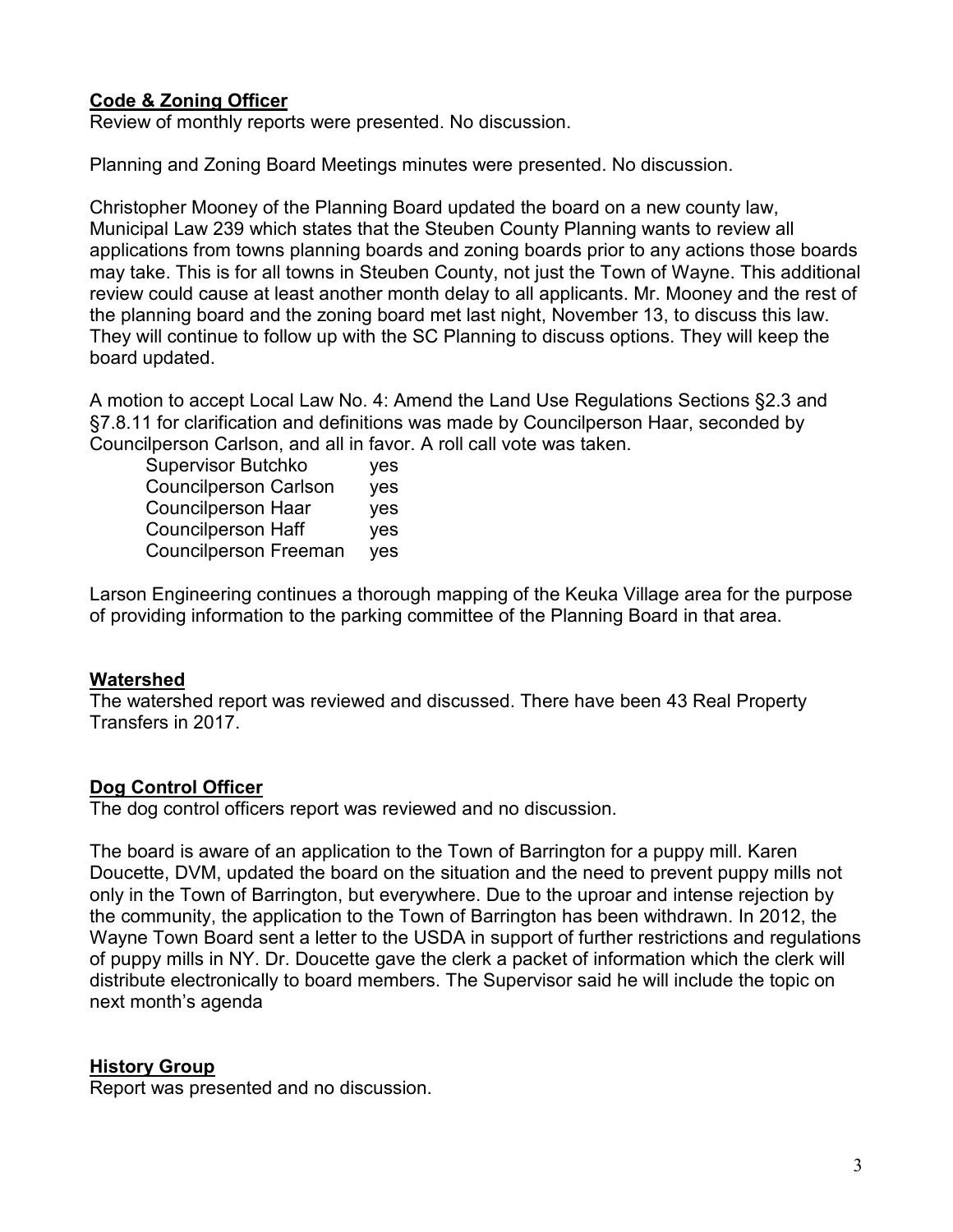**Code & Zoning Officer**

Review of monthly reports were presented. No discussion.

Planning and Zoning Board Meetings minutes were presented. No discussion.

Christopher Mooney of the Planning Board updated the board on a new county law, Municipal Law 239 which states that the Steuben County Planning wants to review all applications from towns planning boards and zoning boards prior to any actions those boards may take. This is for all towns in Steuben County, not just the Town of Wayne. This additional review could cause at least another month delay to all applicants. Mr. Mooney and the rest of the planning board and the zoning board met last night, November 13, to discuss this law. They will continue to follow up with the SC Planning to discuss options. They will keep the board updated.

A motion to accept Local Law No. 4: Amend the Land Use Regulations Sections §2.3 and §7.8.11 for clarification and definitions was made by Councilperson Haar, seconded by Councilperson Carlson, and all in favor. A roll call vote was taken.

| | |
|---|---|
| Supervisor Butchko | yes |
| Councilperson Carlson | yes |
| Councilperson Haar | yes |
| Councilperson Haff | yes |
| Councilperson Freeman | yes |

Larson Engineering continues a thorough mapping of the Keuka Village area for the purpose of providing information to the parking committee of the Planning Board in that area.

**Watershed**

The watershed report was reviewed and discussed. There have been 43 Real Property Transfers in 2017.

**Dog Control Officer**

The dog control officers report was reviewed and no discussion.

The board is aware of an application to the Town of Barrington for a puppy mill. Karen Doucette, DVM, updated the board on the situation and the need to prevent puppy mills not only in the Town of Barrington, but everywhere. Due to the uproar and intense rejection by the community, the application to the Town of Barrington has been withdrawn. In 2012, the Wayne Town Board sent a letter to the USDA in support of further restrictions and regulations of puppy mills in NY. Dr. Doucette gave the clerk a packet of information which the clerk will distribute electronically to board members. The Supervisor said he will include the topic on next month's agenda

**History Group**

Report was presented and no discussion.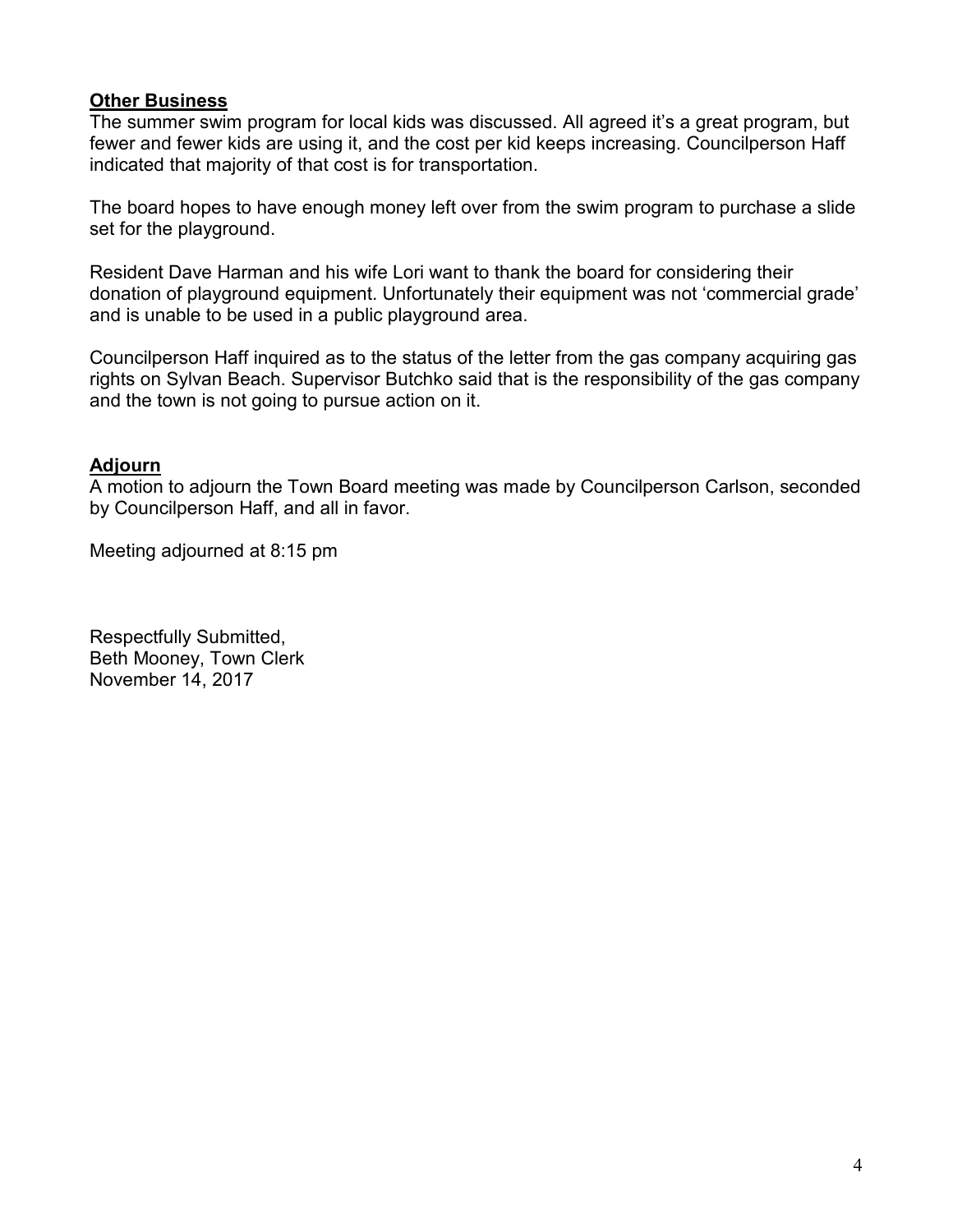**Other Business**

The summer swim program for local kids was discussed. All agreed it's a great program, but fewer and fewer kids are using it, and the cost per kid keeps increasing. Councilperson Haff indicated that majority of that cost is for transportation.

The board hopes to have enough money left over from the swim program to purchase a slide set for the playground.

Resident Dave Harman and his wife Lori want to thank the board for considering their donation of playground equipment. Unfortunately their equipment was not 'commercial grade' and is unable to be used in a public playground area.

Councilperson Haff inquired as to the status of the letter from the gas company acquiring gas rights on Sylvan Beach. Supervisor Butchko said that is the responsibility of the gas company and the town is not going to pursue action on it.

**Adjourn**

A motion to adjourn the Town Board meeting was made by Councilperson Carlson, seconded by Councilperson Haff, and all in favor.

Meeting adjourned at 8:15 pm

Respectfully Submitted,
Beth Mooney, Town Clerk
November 14, 2017